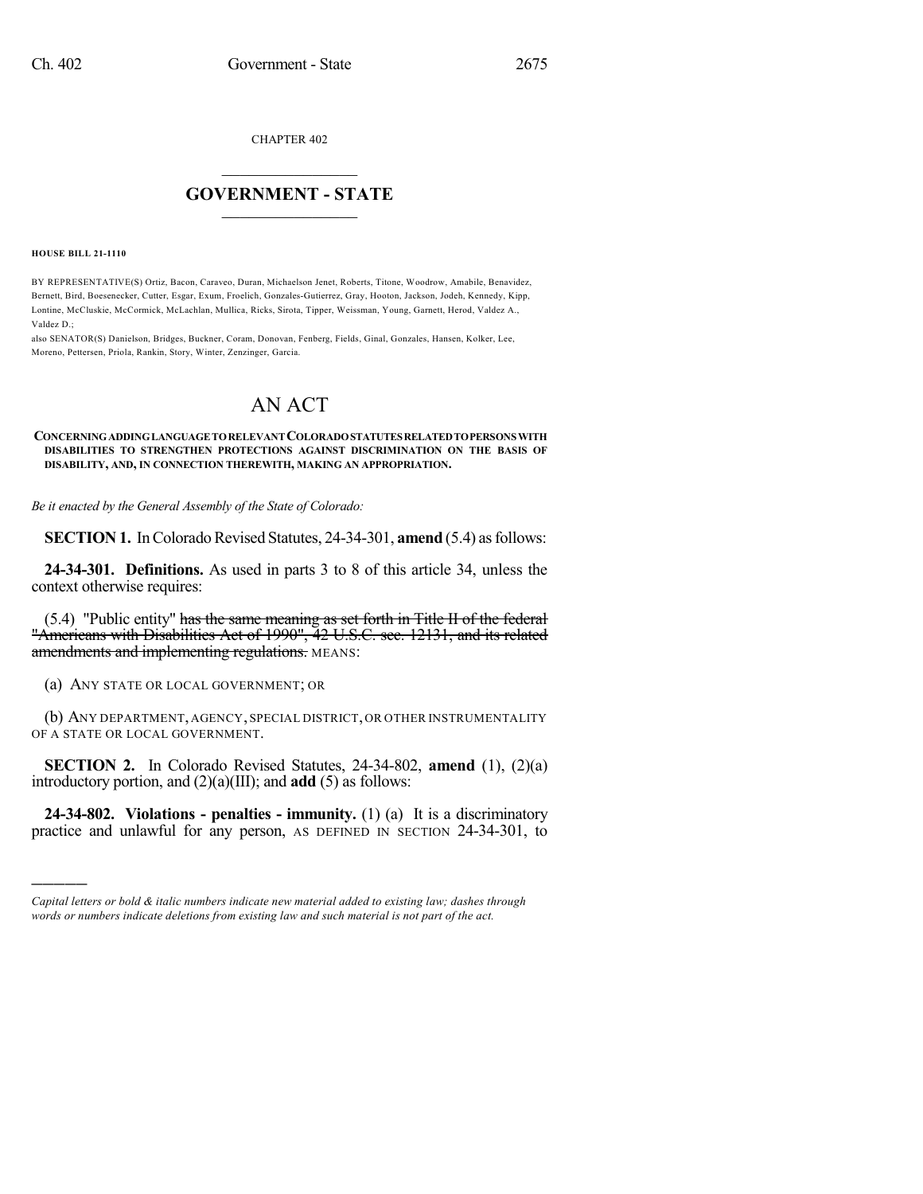CHAPTER 402

# GOVERNMENT - STATE

**HOUSE BILL 21-1110**

BY REPRESENTATIVE(S) Ortiz, Bacon, Caraveo, Duran, Michaelson Jenet, Roberts, Titone, Woodrow, Amabile, Benavidez, Bernett, Bird, Boesenecker, Cutter, Esgar, Exum, Froelich, Gonzales-Gutierrez, Gray, Hooton, Jackson, Jodeh, Kennedy, Kipp, Lontine, McCluskie, McCormick, McLachlan, Mullica, Ricks, Sirota, Tipper, Weissman, Young, Garnett, Herod, Valdez A., Valdez D.;
also SENATOR(S) Danielson, Bridges, Buckner, Coram, Donovan, Fenberg, Fields, Ginal, Gonzales, Hansen, Kolker, Lee, Moreno, Pettersen, Priola, Rankin, Story, Winter, Zenzinger, Garcia.

# AN ACT

**CONCERNING ADDING LANGUAGE TO RELEVANT COLORADO STATUTES RELATED TO PERSONS WITH DISABILITIES TO STRENGTHEN PROTECTIONS AGAINST DISCRIMINATION ON THE BASIS OF DISABILITY, AND, IN CONNECTION THEREWITH, MAKING AN APPROPRIATION.**

*Be it enacted by the General Assembly of the State of Colorado:*

**SECTION 1.** In Colorado Revised Statutes, 24-34-301, **amend** (5.4) as follows:

**24-34-301. Definitions.** As used in parts 3 to 8 of this article 34, unless the context otherwise requires:

(5.4) "Public entity" ~~has the same meaning as set forth in Title II of the federal "Americans with Disabilities Act of 1990", 42 U.S.C. sec. 12131, and its related amendments and implementing regulations.~~ MEANS:

(a) ANY STATE OR LOCAL GOVERNMENT; OR

(b) ANY DEPARTMENT, AGENCY, SPECIAL DISTRICT, OR OTHER INSTRUMENTALITY OF A STATE OR LOCAL GOVERNMENT.

**SECTION 2.** In Colorado Revised Statutes, 24-34-802, **amend** (1), (2)(a) introductory portion, and (2)(a)(III); and **add** (5) as follows:

**24-34-802. Violations - penalties - immunity.** (1) (a) It is a discriminatory practice and unlawful for any person, AS DEFINED IN SECTION 24-34-301, to

*Capital letters or bold & italic numbers indicate new material added to existing law; dashes through words or numbers indicate deletions from existing law and such material is not part of the act.*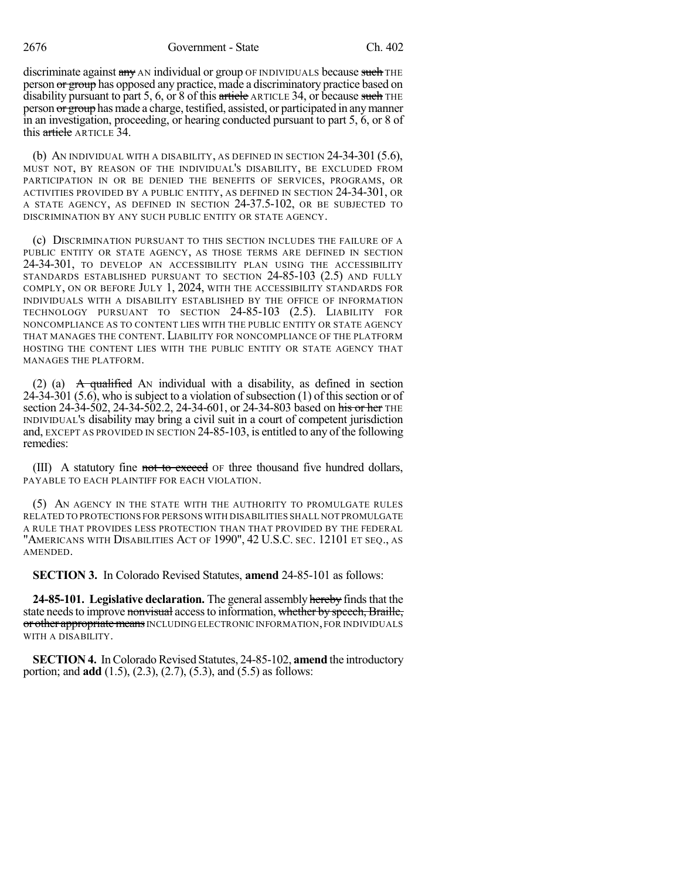discriminate against ~~any~~ AN individual or group OF INDIVIDUALS because ~~such~~ THE person ~~or group~~ has opposed any practice, made a discriminatory practice based on disability pursuant to part 5, 6, or 8 of this ~~article~~ ARTICLE 34, or because ~~such~~ THE person ~~or group~~ has made a charge, testified, assisted, or participated in any manner in an investigation, proceeding, or hearing conducted pursuant to part 5, 6, or 8 of this ~~article~~ ARTICLE 34.

(b) AN INDIVIDUAL WITH A DISABILITY, AS DEFINED IN SECTION 24-34-301 (5.6), MUST NOT, BY REASON OF THE INDIVIDUAL'S DISABILITY, BE EXCLUDED FROM PARTICIPATION IN OR BE DENIED THE BENEFITS OF SERVICES, PROGRAMS, OR ACTIVITIES PROVIDED BY A PUBLIC ENTITY, AS DEFINED IN SECTION 24-34-301, OR A STATE AGENCY, AS DEFINED IN SECTION 24-37.5-102, OR BE SUBJECTED TO DISCRIMINATION BY ANY SUCH PUBLIC ENTITY OR STATE AGENCY.

(c) DISCRIMINATION PURSUANT TO THIS SECTION INCLUDES THE FAILURE OF A PUBLIC ENTITY OR STATE AGENCY, AS THOSE TERMS ARE DEFINED IN SECTION 24-34-301, TO DEVELOP AN ACCESSIBILITY PLAN USING THE ACCESSIBILITY STANDARDS ESTABLISHED PURSUANT TO SECTION 24-85-103 (2.5) AND FULLY COMPLY, ON OR BEFORE JULY 1, 2024, WITH THE ACCESSIBILITY STANDARDS FOR INDIVIDUALS WITH A DISABILITY ESTABLISHED BY THE OFFICE OF INFORMATION TECHNOLOGY PURSUANT TO SECTION 24-85-103 (2.5). LIABILITY FOR NONCOMPLIANCE AS TO CONTENT LIES WITH THE PUBLIC ENTITY OR STATE AGENCY THAT MANAGES THE CONTENT. LIABILITY FOR NONCOMPLIANCE OF THE PLATFORM HOSTING THE CONTENT LIES WITH THE PUBLIC ENTITY OR STATE AGENCY THAT MANAGES THE PLATFORM.

(2) (a) ~~A qualified~~ AN individual with a disability, as defined in section 24-34-301 (5.6), who is subject to a violation of subsection (1) of this section or of section 24-34-502, 24-34-502.2, 24-34-601, or 24-34-803 based on ~~his or her~~ THE INDIVIDUAL'S disability may bring a civil suit in a court of competent jurisdiction and, EXCEPT AS PROVIDED IN SECTION 24-85-103, is entitled to any of the following remedies:

(III) A statutory fine ~~not to exceed~~ OF three thousand five hundred dollars, PAYABLE TO EACH PLAINTIFF FOR EACH VIOLATION.

(5) AN AGENCY IN THE STATE WITH THE AUTHORITY TO PROMULGATE RULES RELATED TO PROTECTIONS FOR PERSONS WITH DISABILITIES SHALL NOT PROMULGATE A RULE THAT PROVIDES LESS PROTECTION THAN THAT PROVIDED BY THE FEDERAL "AMERICANS WITH DISABILITIES ACT OF 1990", 42 U.S.C. SEC. 12101 ET SEQ., AS AMENDED.

**SECTION 3.** In Colorado Revised Statutes, **amend** 24-85-101 as follows:

**24-85-101. Legislative declaration.** The general assembly ~~hereby~~ finds that the state needs to improve ~~nonvisual~~ access to information, ~~whether by speech, Braille, or other appropriate means~~ INCLUDING ELECTRONIC INFORMATION, FOR INDIVIDUALS WITH A DISABILITY.

**SECTION 4.** In Colorado Revised Statutes, 24-85-102, **amend** the introductory portion; and **add** (1.5), (2.3), (2.7), (5.3), and (5.5) as follows: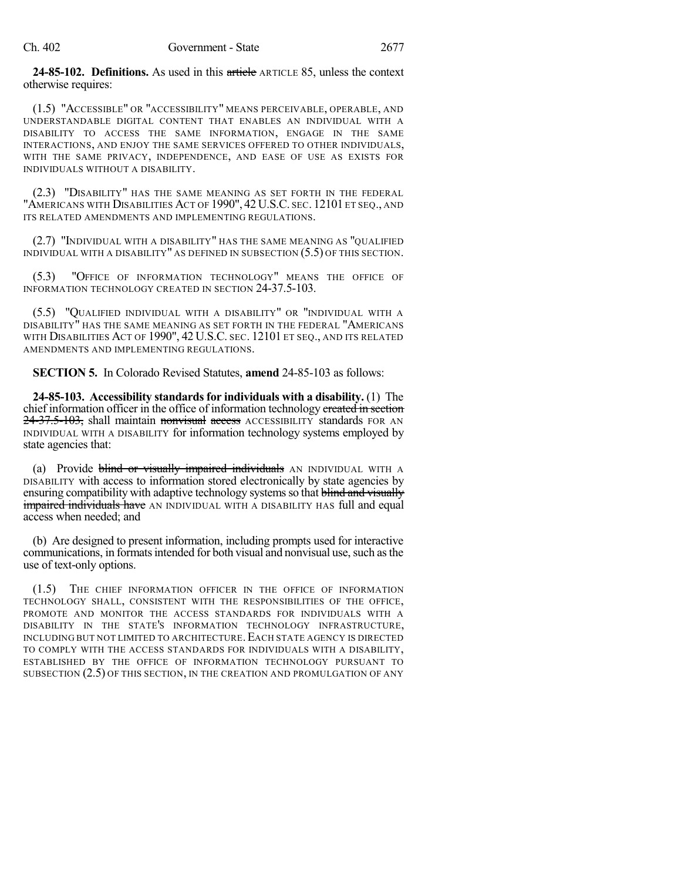**24-85-102. Definitions.** As used in this ~~article~~ ARTICLE 85, unless the context otherwise requires:

(1.5) "ACCESSIBLE" OR "ACCESSIBILITY" MEANS PERCEIVABLE, OPERABLE, AND UNDERSTANDABLE DIGITAL CONTENT THAT ENABLES AN INDIVIDUAL WITH A DISABILITY TO ACCESS THE SAME INFORMATION, ENGAGE IN THE SAME INTERACTIONS, AND ENJOY THE SAME SERVICES OFFERED TO OTHER INDIVIDUALS, WITH THE SAME PRIVACY, INDEPENDENCE, AND EASE OF USE AS EXISTS FOR INDIVIDUALS WITHOUT A DISABILITY.

(2.3) "DISABILITY" HAS THE SAME MEANING AS SET FORTH IN THE FEDERAL "AMERICANS WITH DISABILITIES ACT OF 1990", 42 U.S.C. SEC. 12101 ET SEQ., AND ITS RELATED AMENDMENTS AND IMPLEMENTING REGULATIONS.

(2.7) "INDIVIDUAL WITH A DISABILITY" HAS THE SAME MEANING AS "QUALIFIED INDIVIDUAL WITH A DISABILITY" AS DEFINED IN SUBSECTION (5.5) OF THIS SECTION.

(5.3) "OFFICE OF INFORMATION TECHNOLOGY" MEANS THE OFFICE OF INFORMATION TECHNOLOGY CREATED IN SECTION 24-37.5-103.

(5.5) "QUALIFIED INDIVIDUAL WITH A DISABILITY" OR "INDIVIDUAL WITH A DISABILITY" HAS THE SAME MEANING AS SET FORTH IN THE FEDERAL "AMERICANS WITH DISABILITIES ACT OF 1990", 42 U.S.C. SEC. 12101 ET SEQ., AND ITS RELATED AMENDMENTS AND IMPLEMENTING REGULATIONS.

**SECTION 5.** In Colorado Revised Statutes, **amend** 24-85-103 as follows:

**24-85-103. Accessibility standards for individuals with a disability.** (1) The chief information officer in the office of information technology ~~created in section 24-37.5-103,~~ shall maintain ~~nonvisual access~~ ACCESSIBILITY standards FOR AN INDIVIDUAL WITH A DISABILITY for information technology systems employed by state agencies that:

(a) Provide ~~blind or visually impaired individuals~~ AN INDIVIDUAL WITH A DISABILITY with access to information stored electronically by state agencies by ensuring compatibility with adaptive technology systems so that ~~blind and visually impaired individuals have~~ AN INDIVIDUAL WITH A DISABILITY HAS full and equal access when needed; and

(b) Are designed to present information, including prompts used for interactive communications, in formats intended for both visual and nonvisual use, such as the use of text-only options.

(1.5) THE CHIEF INFORMATION OFFICER IN THE OFFICE OF INFORMATION TECHNOLOGY SHALL, CONSISTENT WITH THE RESPONSIBILITIES OF THE OFFICE, PROMOTE AND MONITOR THE ACCESS STANDARDS FOR INDIVIDUALS WITH A DISABILITY IN THE STATE'S INFORMATION TECHNOLOGY INFRASTRUCTURE, INCLUDING BUT NOT LIMITED TO ARCHITECTURE. EACH STATE AGENCY IS DIRECTED TO COMPLY WITH THE ACCESS STANDARDS FOR INDIVIDUALS WITH A DISABILITY, ESTABLISHED BY THE OFFICE OF INFORMATION TECHNOLOGY PURSUANT TO SUBSECTION (2.5) OF THIS SECTION, IN THE CREATION AND PROMULGATION OF ANY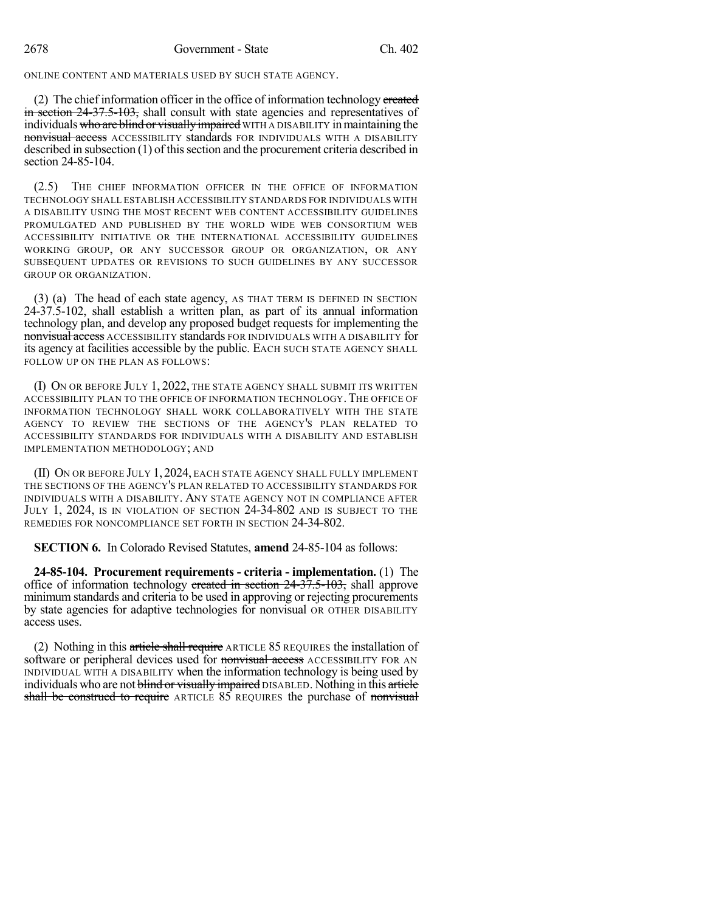ONLINE CONTENT AND MATERIALS USED BY SUCH STATE AGENCY.

(2) The chief information officer in the office of information technology ~~created in section 24-37.5-103,~~ shall consult with state agencies and representatives of individuals ~~who are blind or visually impaired~~ WITH A DISABILITY in maintaining the ~~nonvisual access~~ ACCESSIBILITY standards FOR INDIVIDUALS WITH A DISABILITY described in subsection (1) of this section and the procurement criteria described in section 24-85-104.

(2.5) THE CHIEF INFORMATION OFFICER IN THE OFFICE OF INFORMATION TECHNOLOGY SHALL ESTABLISH ACCESSIBILITY STANDARDS FOR INDIVIDUALS WITH A DISABILITY USING THE MOST RECENT WEB CONTENT ACCESSIBILITY GUIDELINES PROMULGATED AND PUBLISHED BY THE WORLD WIDE WEB CONSORTIUM WEB ACCESSIBILITY INITIATIVE OR THE INTERNATIONAL ACCESSIBILITY GUIDELINES WORKING GROUP, OR ANY SUCCESSOR GROUP OR ORGANIZATION, OR ANY SUBSEQUENT UPDATES OR REVISIONS TO SUCH GUIDELINES BY ANY SUCCESSOR GROUP OR ORGANIZATION.

(3) (a) The head of each state agency, AS THAT TERM IS DEFINED IN SECTION 24-37.5-102, shall establish a written plan, as part of its annual information technology plan, and develop any proposed budget requests for implementing the ~~nonvisual access~~ ACCESSIBILITY standards FOR INDIVIDUALS WITH A DISABILITY for its agency at facilities accessible by the public. EACH SUCH STATE AGENCY SHALL FOLLOW UP ON THE PLAN AS FOLLOWS:

(I) ON OR BEFORE JULY 1, 2022, THE STATE AGENCY SHALL SUBMIT ITS WRITTEN ACCESSIBILITY PLAN TO THE OFFICE OF INFORMATION TECHNOLOGY. THE OFFICE OF INFORMATION TECHNOLOGY SHALL WORK COLLABORATIVELY WITH THE STATE AGENCY TO REVIEW THE SECTIONS OF THE AGENCY'S PLAN RELATED TO ACCESSIBILITY STANDARDS FOR INDIVIDUALS WITH A DISABILITY AND ESTABLISH IMPLEMENTATION METHODOLOGY; AND

(II) ON OR BEFORE JULY 1, 2024, EACH STATE AGENCY SHALL FULLY IMPLEMENT THE SECTIONS OF THE AGENCY'S PLAN RELATED TO ACCESSIBILITY STANDARDS FOR INDIVIDUALS WITH A DISABILITY. ANY STATE AGENCY NOT IN COMPLIANCE AFTER JULY 1, 2024, IS IN VIOLATION OF SECTION 24-34-802 AND IS SUBJECT TO THE REMEDIES FOR NONCOMPLIANCE SET FORTH IN SECTION 24-34-802.

**SECTION 6.** In Colorado Revised Statutes, **amend** 24-85-104 as follows:

**24-85-104. Procurement requirements - criteria - implementation.** (1) The office of information technology ~~created in section 24-37.5-103,~~ shall approve minimum standards and criteria to be used in approving or rejecting procurements by state agencies for adaptive technologies for nonvisual OR OTHER DISABILITY access uses.

(2) Nothing in this ~~article shall require~~ ARTICLE 85 REQUIRES the installation of software or peripheral devices used for ~~nonvisual access~~ ACCESSIBILITY FOR AN INDIVIDUAL WITH A DISABILITY when the information technology is being used by individuals who are not ~~blind or visually impaired~~ DISABLED. Nothing in this ~~article shall be construed to require~~ ARTICLE 85 REQUIRES the purchase of ~~nonvisual~~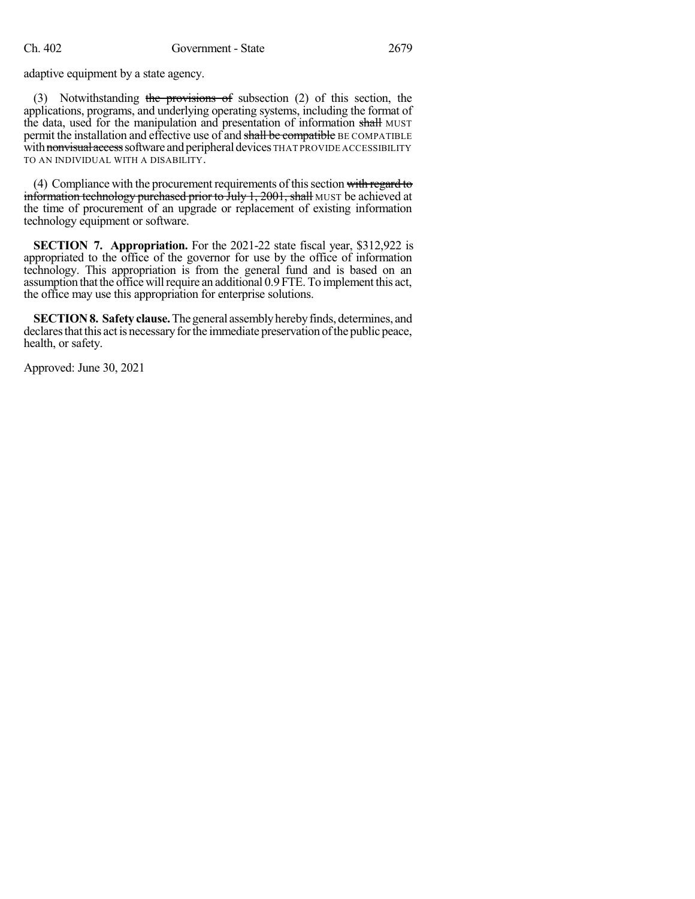adaptive equipment by a state agency.

(3) Notwithstanding ~~the provisions of~~ subsection (2) of this section, the applications, programs, and underlying operating systems, including the format of the data, used for the manipulation and presentation of information ~~shall~~ MUST permit the installation and effective use of and ~~shall be compatible~~ BE COMPATIBLE with ~~nonvisual access~~ software and peripheral devices THAT PROVIDE ACCESSIBILITY TO AN INDIVIDUAL WITH A DISABILITY.

(4) Compliance with the procurement requirements of this section ~~with regard to information technology purchased prior to July 1, 2001, shall~~ MUST be achieved at the time of procurement of an upgrade or replacement of existing information technology equipment or software.

**SECTION 7. Appropriation.** For the 2021-22 state fiscal year, $312,922 is appropriated to the office of the governor for use by the office of information technology. This appropriation is from the general fund and is based on an assumption that the office will require an additional 0.9 FTE. To implement this act, the office may use this appropriation for enterprise solutions.

**SECTION 8. Safety clause.** The general assembly hereby finds, determines, and declares that this act is necessary for the immediate preservation of the public peace, health, or safety.

Approved: June 30, 2021